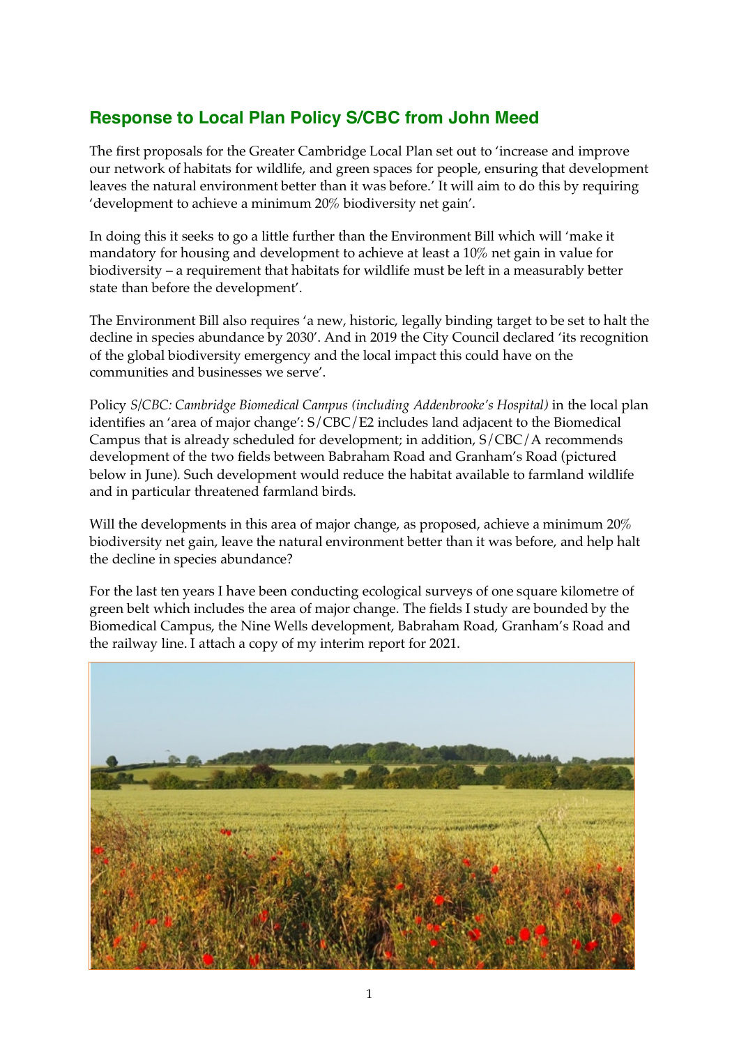## Response to Local Plan Policy S/CBC from John Meed

The first proposals for the Greater Cambridge Local Plan set out to 'increase and improve our network of habitats for wildlife, and green spaces for people, ensuring that development leaves the natural environment better than it was before.' It will aim to do this by requiring 'development to achieve a minimum 20% biodiversity net gain'.

In doing this it seeks to go a little further than the Environment Bill which will 'make it mandatory for housing and development to achieve at least a 10% net gain in value for biodiversity – a requirement that habitats for wildlife must be left in a measurably better state than before the development'.

The Environment Bill also requires 'a new, historic, legally binding target to be set to halt the decline in species abundance by 2030'. And in 2019 the City Council declared 'its recognition of the global biodiversity emergency and the local impact this could have on the communities and businesses we serve'.

Policy *S/CBC: Cambridge Biomedical Campus (including Addenbrooke's Hospital)* in the local plan identifies an 'area of major change': S/CBC/E2 includes land adjacent to the Biomedical Campus that is already scheduled for development; in addition, S/CBC/A recommends development of the two fields between Babraham Road and Granham's Road (pictured below in June). Such development would reduce the habitat available to farmland wildlife and in particular threatened farmland birds.

Will the developments in this area of major change, as proposed, achieve a minimum 20% biodiversity net gain, leave the natural environment better than it was before, and help halt the decline in species abundance?

For the last ten years I have been conducting ecological surveys of one square kilometre of green belt which includes the area of major change. The fields I study are bounded by the Biomedical Campus, the Nine Wells development, Babraham Road, Granham's Road and the railway line. I attach a copy of my interim report for 2021.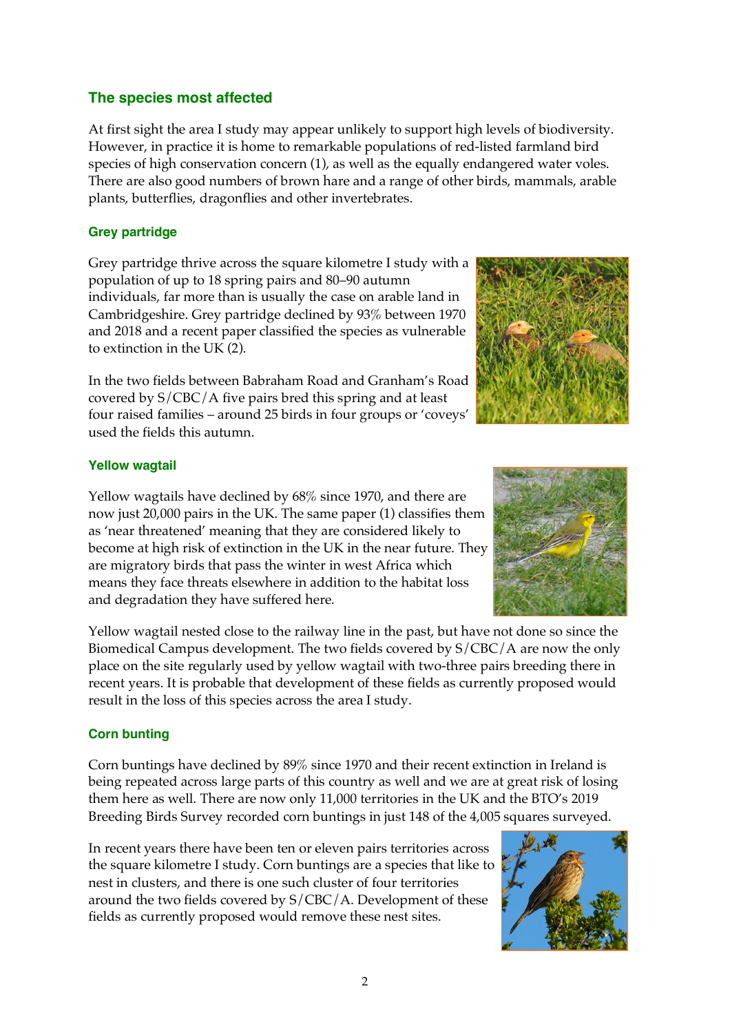## The species most affected

At first sight the area I study may appear unlikely to support high levels of biodiversity. However, in practice it is home to remarkable populations of red-listed farmland bird species of high conservation concern (1), as well as the equally endangered water voles. There are also good numbers of brown hare and a range of other birds, mammals, arable plants, butterflies, dragonflies and other invertebrates.

### Grey partridge

Grey partridge thrive across the square kilometre I study with a population of up to 18 spring pairs and 80–90 autumn individuals, far more than is usually the case on arable land in Cambridgeshire. Grey partridge declined by 93% between 1970 and 2018 and a recent paper classified the species as vulnerable to extinction in the UK (2).

In the two fields between Babraham Road and Granham's Road covered by S/CBC/A five pairs bred this spring and at least four raised families – around 25 birds in four groups or 'coveys' used the fields this autumn.

### Yellow wagtail

Yellow wagtails have declined by 68% since 1970, and there are now just 20,000 pairs in the UK. The same paper (1) classifies them as 'near threatened' meaning that they are considered likely to become at high risk of extinction in the UK in the near future. They are migratory birds that pass the winter in west Africa which means they face threats elsewhere in addition to the habitat loss and degradation they have suffered here.

Yellow wagtail nested close to the railway line in the past, but have not done so since the Biomedical Campus development. The two fields covered by S/CBC/A are now the only place on the site regularly used by yellow wagtail with two-three pairs breeding there in recent years. It is probable that development of these fields as currently proposed would result in the loss of this species across the area I study.

### Corn bunting

Corn buntings have declined by 89% since 1970 and their recent extinction in Ireland is being repeated across large parts of this country as well and we are at great risk of losing them here as well. There are now only 11,000 territories in the UK and the BTO's 2019 Breeding Birds Survey recorded corn buntings in just 148 of the 4,005 squares surveyed.

In recent years there have been ten or eleven pairs territories across the square kilometre I study. Corn buntings are a species that like to nest in clusters, and there is one such cluster of four territories around the two fields covered by S/CBC/A. Development of these fields as currently proposed would remove these nest sites.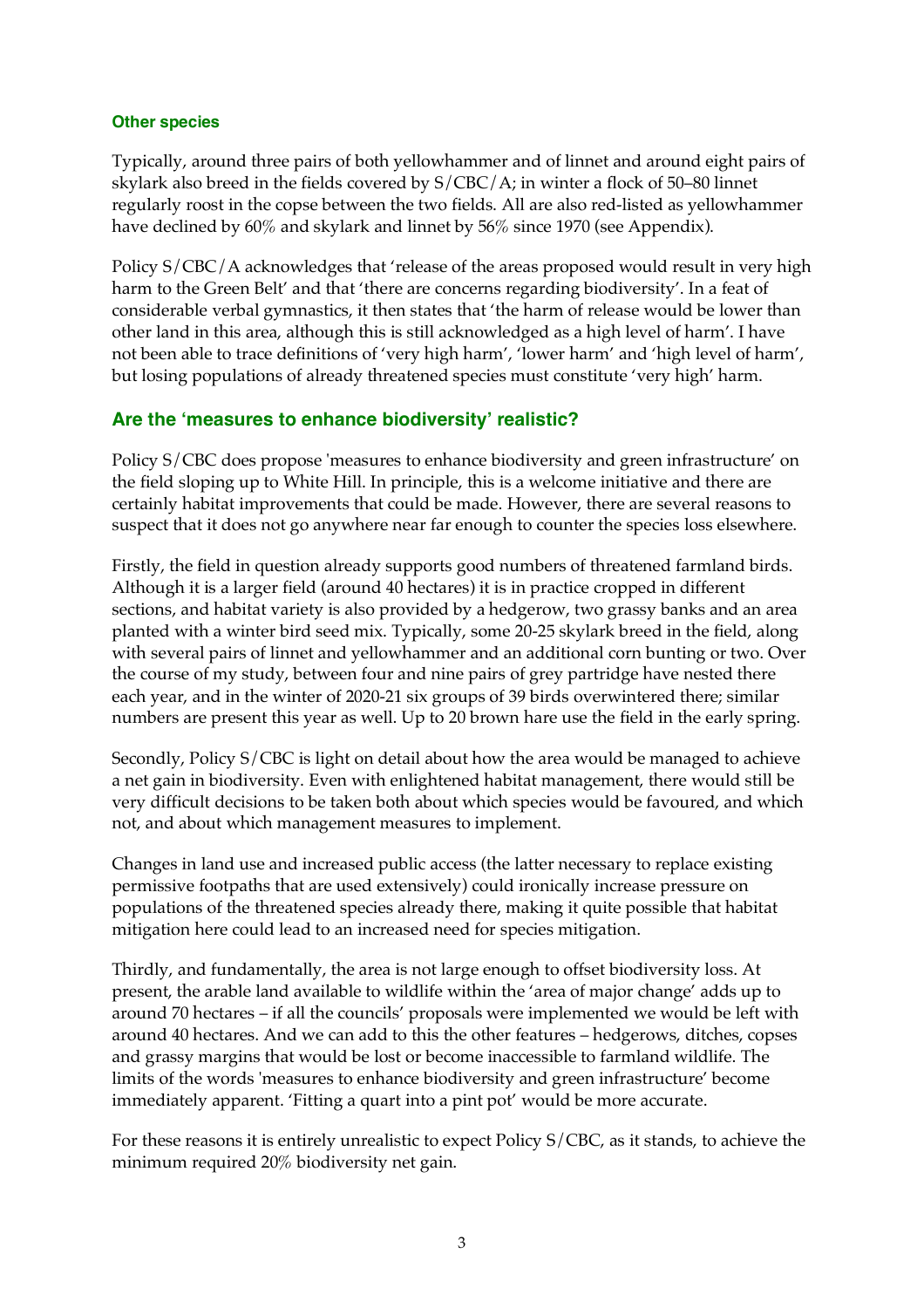### Other species

Typically, around three pairs of both yellowhammer and of linnet and around eight pairs of skylark also breed in the fields covered by S/CBC/A; in winter a flock of 50–80 linnet regularly roost in the copse between the two fields. All are also red-listed as yellowhammer have declined by 60% and skylark and linnet by 56% since 1970 (see Appendix).

Policy S/CBC/A acknowledges that 'release of the areas proposed would result in very high harm to the Green Belt' and that 'there are concerns regarding biodiversity'. In a feat of considerable verbal gymnastics, it then states that 'the harm of release would be lower than other land in this area, although this is still acknowledged as a high level of harm'. I have not been able to trace definitions of 'very high harm', 'lower harm' and 'high level of harm', but losing populations of already threatened species must constitute 'very high' harm.

## Are the 'measures to enhance biodiversity' realistic?

Policy S/CBC does propose 'measures to enhance biodiversity and green infrastructure' on the field sloping up to White Hill. In principle, this is a welcome initiative and there are certainly habitat improvements that could be made. However, there are several reasons to suspect that it does not go anywhere near far enough to counter the species loss elsewhere.

Firstly, the field in question already supports good numbers of threatened farmland birds. Although it is a larger field (around 40 hectares) it is in practice cropped in different sections, and habitat variety is also provided by a hedgerow, two grassy banks and an area planted with a winter bird seed mix. Typically, some 20-25 skylark breed in the field, along with several pairs of linnet and yellowhammer and an additional corn bunting or two. Over the course of my study, between four and nine pairs of grey partridge have nested there each year, and in the winter of 2020-21 six groups of 39 birds overwintered there; similar numbers are present this year as well. Up to 20 brown hare use the field in the early spring.

Secondly, Policy S/CBC is light on detail about how the area would be managed to achieve a net gain in biodiversity. Even with enlightened habitat management, there would still be very difficult decisions to be taken both about which species would be favoured, and which not, and about which management measures to implement.

Changes in land use and increased public access (the latter necessary to replace existing permissive footpaths that are used extensively) could ironically increase pressure on populations of the threatened species already there, making it quite possible that habitat mitigation here could lead to an increased need for species mitigation.

Thirdly, and fundamentally, the area is not large enough to offset biodiversity loss. At present, the arable land available to wildlife within the 'area of major change' adds up to around 70 hectares – if all the councils' proposals were implemented we would be left with around 40 hectares. And we can add to this the other features – hedgerows, ditches, copses and grassy margins that would be lost or become inaccessible to farmland wildlife. The limits of the words 'measures to enhance biodiversity and green infrastructure' become immediately apparent. 'Fitting a quart into a pint pot' would be more accurate.

For these reasons it is entirely unrealistic to expect Policy S/CBC, as it stands, to achieve the minimum required 20% biodiversity net gain.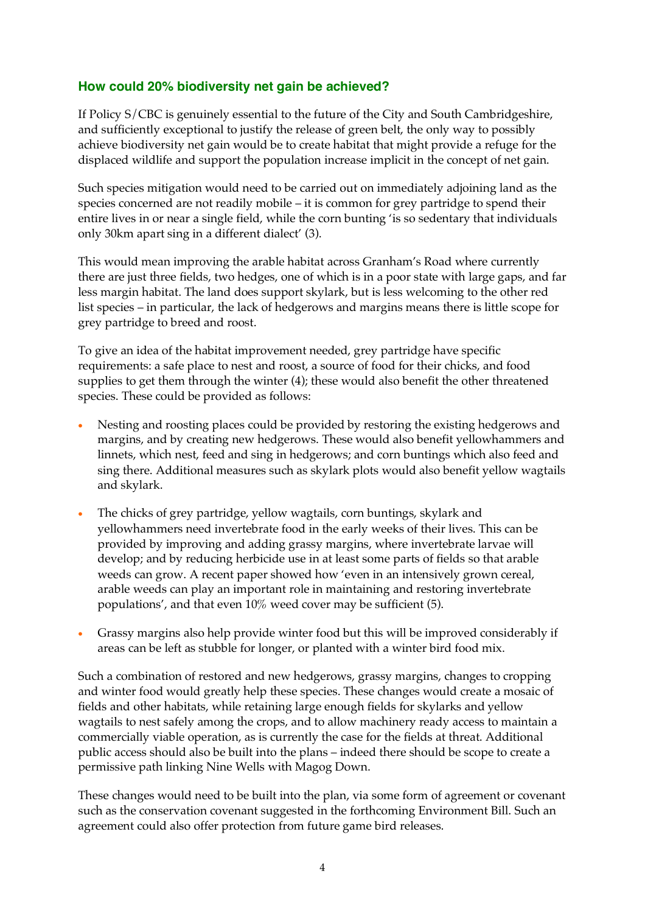## How could 20% biodiversity net gain be achieved?

If Policy S/CBC is genuinely essential to the future of the City and South Cambridgeshire, and sufficiently exceptional to justify the release of green belt, the only way to possibly achieve biodiversity net gain would be to create habitat that might provide a refuge for the displaced wildlife and support the population increase implicit in the concept of net gain.

Such species mitigation would need to be carried out on immediately adjoining land as the species concerned are not readily mobile – it is common for grey partridge to spend their entire lives in or near a single field, while the corn bunting 'is so sedentary that individuals only 30km apart sing in a different dialect' (3).

This would mean improving the arable habitat across Granham's Road where currently there are just three fields, two hedges, one of which is in a poor state with large gaps, and far less margin habitat. The land does support skylark, but is less welcoming to the other red list species – in particular, the lack of hedgerows and margins means there is little scope for grey partridge to breed and roost.

To give an idea of the habitat improvement needed, grey partridge have specific requirements: a safe place to nest and roost, a source of food for their chicks, and food supplies to get them through the winter (4); these would also benefit the other threatened species. These could be provided as follows:

- Nesting and roosting places could be provided by restoring the existing hedgerows and margins, and by creating new hedgerows. These would also benefit yellowhammers and linnets, which nest, feed and sing in hedgerows; and corn buntings which also feed and sing there. Additional measures such as skylark plots would also benefit yellow wagtails and skylark.
- The chicks of grey partridge, yellow wagtails, corn buntings, skylark and yellowhammers need invertebrate food in the early weeks of their lives. This can be provided by improving and adding grassy margins, where invertebrate larvae will develop; and by reducing herbicide use in at least some parts of fields so that arable weeds can grow. A recent paper showed how 'even in an intensively grown cereal, arable weeds can play an important role in maintaining and restoring invertebrate populations', and that even 10% weed cover may be sufficient (5).
- Grassy margins also help provide winter food but this will be improved considerably if areas can be left as stubble for longer, or planted with a winter bird food mix.

Such a combination of restored and new hedgerows, grassy margins, changes to cropping and winter food would greatly help these species. These changes would create a mosaic of fields and other habitats, while retaining large enough fields for skylarks and yellow wagtails to nest safely among the crops, and to allow machinery ready access to maintain a commercially viable operation, as is currently the case for the fields at threat. Additional public access should also be built into the plans – indeed there should be scope to create a permissive path linking Nine Wells with Magog Down.

These changes would need to be built into the plan, via some form of agreement or covenant such as the conservation covenant suggested in the forthcoming Environment Bill. Such an agreement could also offer protection from future game bird releases.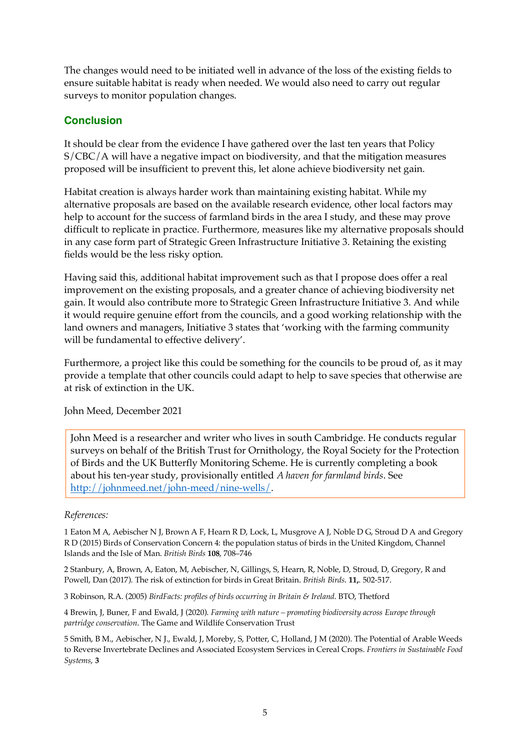The changes would need to be initiated well in advance of the loss of the existing fields to ensure suitable habitat is ready when needed. We would also need to carry out regular surveys to monitor population changes.

## Conclusion

It should be clear from the evidence I have gathered over the last ten years that Policy S/CBC/A will have a negative impact on biodiversity, and that the mitigation measures proposed will be insufficient to prevent this, let alone achieve biodiversity net gain.

Habitat creation is always harder work than maintaining existing habitat. While my alternative proposals are based on the available research evidence, other local factors may help to account for the success of farmland birds in the area I study, and these may prove difficult to replicate in practice. Furthermore, measures like my alternative proposals should in any case form part of Strategic Green Infrastructure Initiative 3. Retaining the existing fields would be the less risky option.

Having said this, additional habitat improvement such as that I propose does offer a real improvement on the existing proposals, and a greater chance of achieving biodiversity net gain. It would also contribute more to Strategic Green Infrastructure Initiative 3. And while it would require genuine effort from the councils, and a good working relationship with the land owners and managers, Initiative 3 states that 'working with the farming community will be fundamental to effective delivery'.

Furthermore, a project like this could be something for the councils to be proud of, as it may provide a template that other councils could adapt to help to save species that otherwise are at risk of extinction in the UK.

John Meed, December 2021

> John Meed is a researcher and writer who lives in south Cambridge. He conducts regular surveys on behalf of the British Trust for Ornithology, the Royal Society for the Protection of Birds and the UK Butterfly Monitoring Scheme. He is currently completing a book about his ten-year study, provisionally entitled *A haven for farmland birds*. See http://johnmeed.net/john-meed/nine-wells/.

*References:*

1 Eaton M A, Aebischer N J, Brown A F, Hearn R D, Lock, L, Musgrove A J, Noble D G, Stroud D A and Gregory R D (2015) Birds of Conservation Concern 4: the population status of birds in the United Kingdom, Channel Islands and the Isle of Man. *British Birds* **108**, 708–746

2 Stanbury, A, Brown, A, Eaton, M, Aebischer, N, Gillings, S, Hearn, R, Noble, D, Stroud, D, Gregory, R and Powell, Dan (2017). The risk of extinction for birds in Great Britain. *British Birds*. **11**,. 502-517.

3 Robinson, R.A. (2005) *BirdFacts: profiles of birds occurring in Britain & Ireland*. BTO, Thetford

4 Brewin, J, Buner, F and Ewald, J (2020). *Farming with nature – promoting biodiversity across Europe through partridge conservation*. The Game and Wildlife Conservation Trust

5 Smith, B M., Aebischer, N J., Ewald, J, Moreby, S, Potter, C, Holland, J M (2020). The Potential of Arable Weeds to Reverse Invertebrate Declines and Associated Ecosystem Services in Cereal Crops. *Frontiers in Sustainable Food Systems*, **3**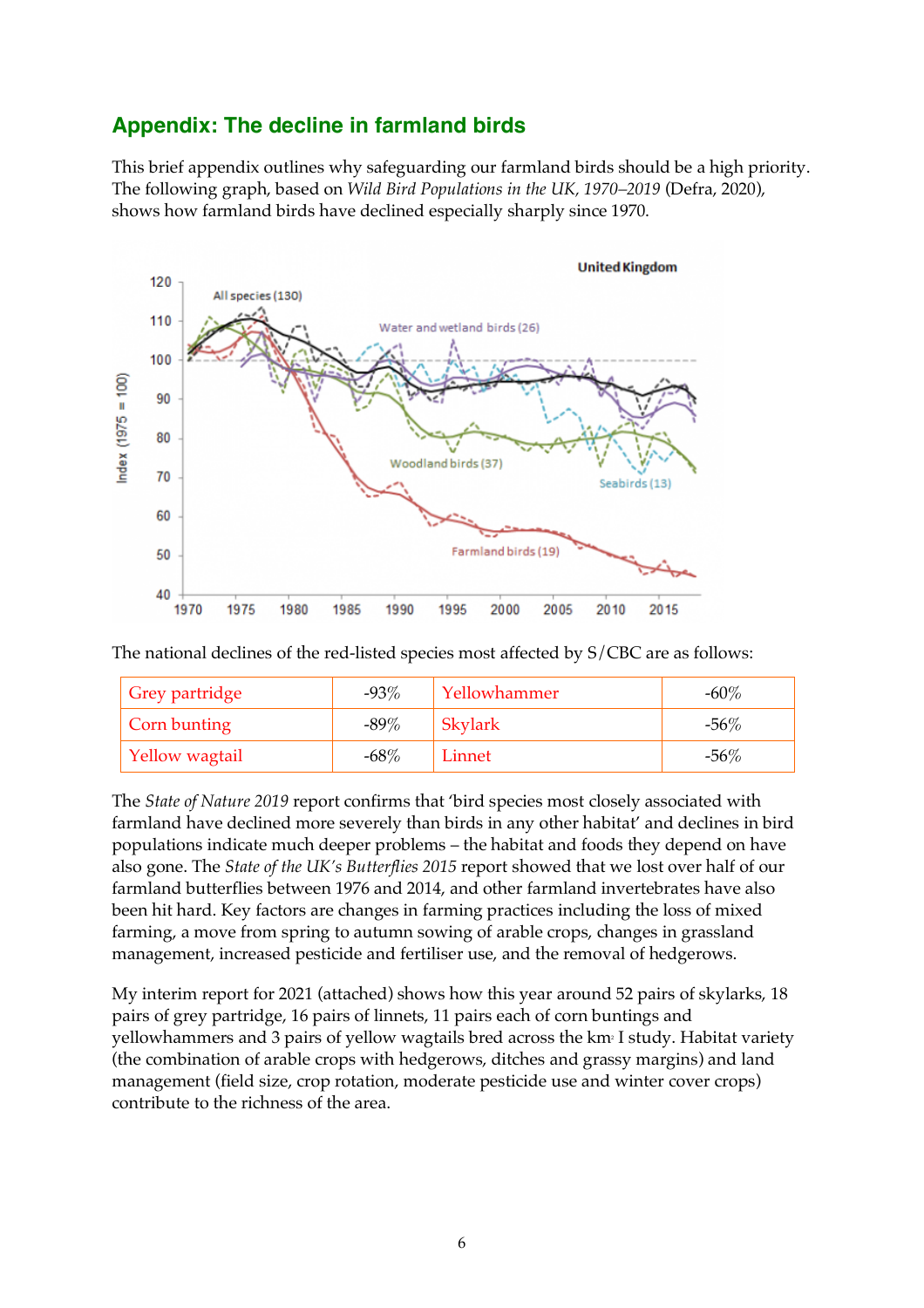## Appendix: The decline in farmland birds

This brief appendix outlines why safeguarding our farmland birds should be a high priority. The following graph, based on *Wild Bird Populations in the UK, 1970–2019* (Defra, 2020), shows how farmland birds have declined especially sharply since 1970.

United Kingdom

All species (130)

Water and wetland birds (26)

Woodland birds (37)

Seabirds (13)

Farmland birds (19)

Index (1975 = 100)

120
110
100
90
80
70
60
50
40

1970 1975 1980 1985 1990 1995 2000 2005 2010 2015

The national declines of the red-listed species most affected by S/CBC are as follows:

| | | | |
|---|---|---|---|
| Grey partridge | -93% | Yellowhammer | -60% |
| Corn bunting | -89% | Skylark | -56% |
| Yellow wagtail | -68% | Linnet | -56% |

The *State of Nature 2019* report confirms that 'bird species most closely associated with farmland have declined more severely than birds in any other habitat' and declines in bird populations indicate much deeper problems – the habitat and foods they depend on have also gone. The *State of the UK's Butterflies 2015* report showed that we lost over half of our farmland butterflies between 1976 and 2014, and other farmland invertebrates have also been hit hard. Key factors are changes in farming practices including the loss of mixed farming, a move from spring to autumn sowing of arable crops, changes in grassland management, increased pesticide and fertiliser use, and the removal of hedgerows.

My interim report for 2021 (attached) shows how this year around 52 pairs of skylarks, 18 pairs of grey partridge, 16 pairs of linnets, 11 pairs each of corn buntings and yellowhammers and 3 pairs of yellow wagtails bred across the km$^2$ I study. Habitat variety (the combination of arable crops with hedgerows, ditches and grassy margins) and land management (field size, crop rotation, moderate pesticide use and winter cover crops) contribute to the richness of the area.